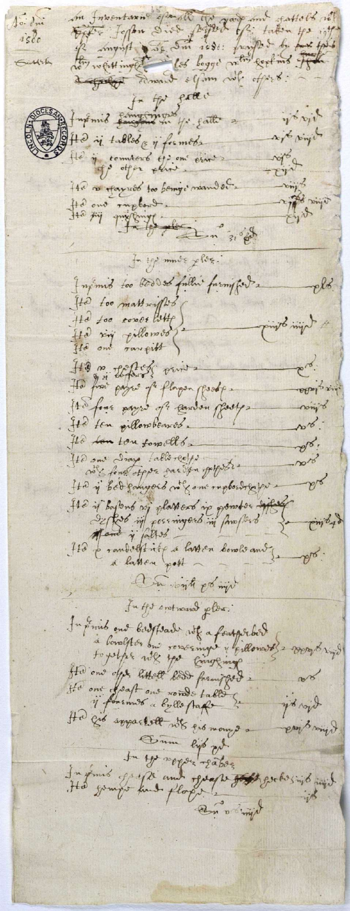No. dni
1580

Suttn

An Inventarie of all the goods and cattells of Johnn Jesson died seysed the taken the xiith of August anno dni 1580: praysed by Robert Whitinge, ... Hogge, ... Kerkins, Edward Ellam with others:

## In the halle

| | |
|---|---|
| Inprimis hangings in the halle | iis vid |
| Item ii tables & ii formes | xs vid |
| Item ii cusshens the one chire | xiid |
| the other chire | |
| Item v chayres too benge wande ... | viiid |
| Item one cupbord | xiis vid |
| Item iii ... | xiid |

Sum ... 31s 6d

## In the ... plor

| | |
|---|---|
| Inprimis too beddes fullie furnished | lxs |
| Item too mattrisses | |
| Item too coverlitts | |
| Item viii pillowes | xviiis viiid |
| Item one carpitt | |
| Item v chestes | vs |
| Item ii ... | |
| Item five payre of flaxen sheets | xviis ... |
| Item fore payre of harden sheets | viiis |
| Item ten pillowbears | xs |
| Item tow towells | xs |
| Item one diape tablecloth with fore other harden ... | xis |
| Item ii bedhangings with one cupbordclothe | xs |
| Item ii basons vi platters iv pewter dishes iiii porringers iii ... ii salts | xviis ... |
| Item a candelstick a latten bowle and a latten pott | xs |

Sum ...

## In the ... plor

| | |
|---|---|
| Inprimis one bedsteade with a featherbed a bolster one coveringe ii pillowes together with the hangings | xxxiiis viiid |
| Item one other littell bedd furnished | xs |
| Item one chest one rounde table ii formes a bille stafe | iis vid |
| Item his apparell with his money | xxis viiid |

Summ ...

## In the upper chaber

| | |
|---|---|
| Inprimis cheese and ... | xs viiid |
| Item hempe ... flaxe | iiis |

Sum v ...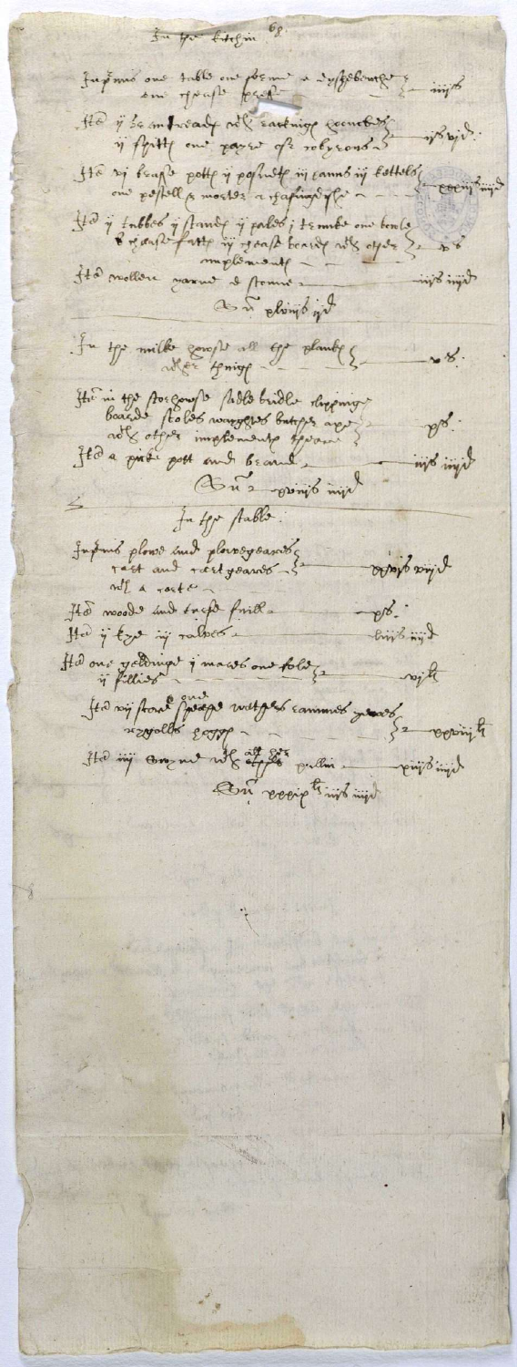In the kitchen

Inp[ri]mis one table one forme a dyshebenche & one chease presse — iiijs

It[e]m ij handirons w[i]th rackinge crookes ij spitts one payre of cobyrons — vjs viijd

It[e]m vj brasse potts ij posnetts iij canns iij kettels one pestell & morter a chafingdyshe — xxxiijs iiijd

It[e]m ij tubbes ij standes ij pales j trowe one bowle & cheesefatte ij cheese boards w[i]th other implements — vs

It[e]m mollere querne & stonne — iiijs iiijd

Su[m] liijs iiijd

In the milke house all the shelves & other things — vs

It[e]m in the storehouse sadle bridle clappinge boarde stoles wagges bottes w[i]th other implements there — xs

It[e]m a pike pott and beame — iiijs iiijd

Su[m] xixs iiijd

In the stable

Inp[ri]mis plowe and plowgeares cart and cartgeares w[i]th a racke — xxxs viijd

It[e]m woode and trees fruit — xs

It[e]m ij kye iij calves — liijs iiijd

It[e]m one yeldinge j mare one colt ij fillies — vjli

It[e]m xij store sheepe & wethers ewes yearlings sheepe — xxxiijs

It[e]m iij acres w[i]th other pullen — xvjs iiijd

Su[m] xiijli iiijs iiijd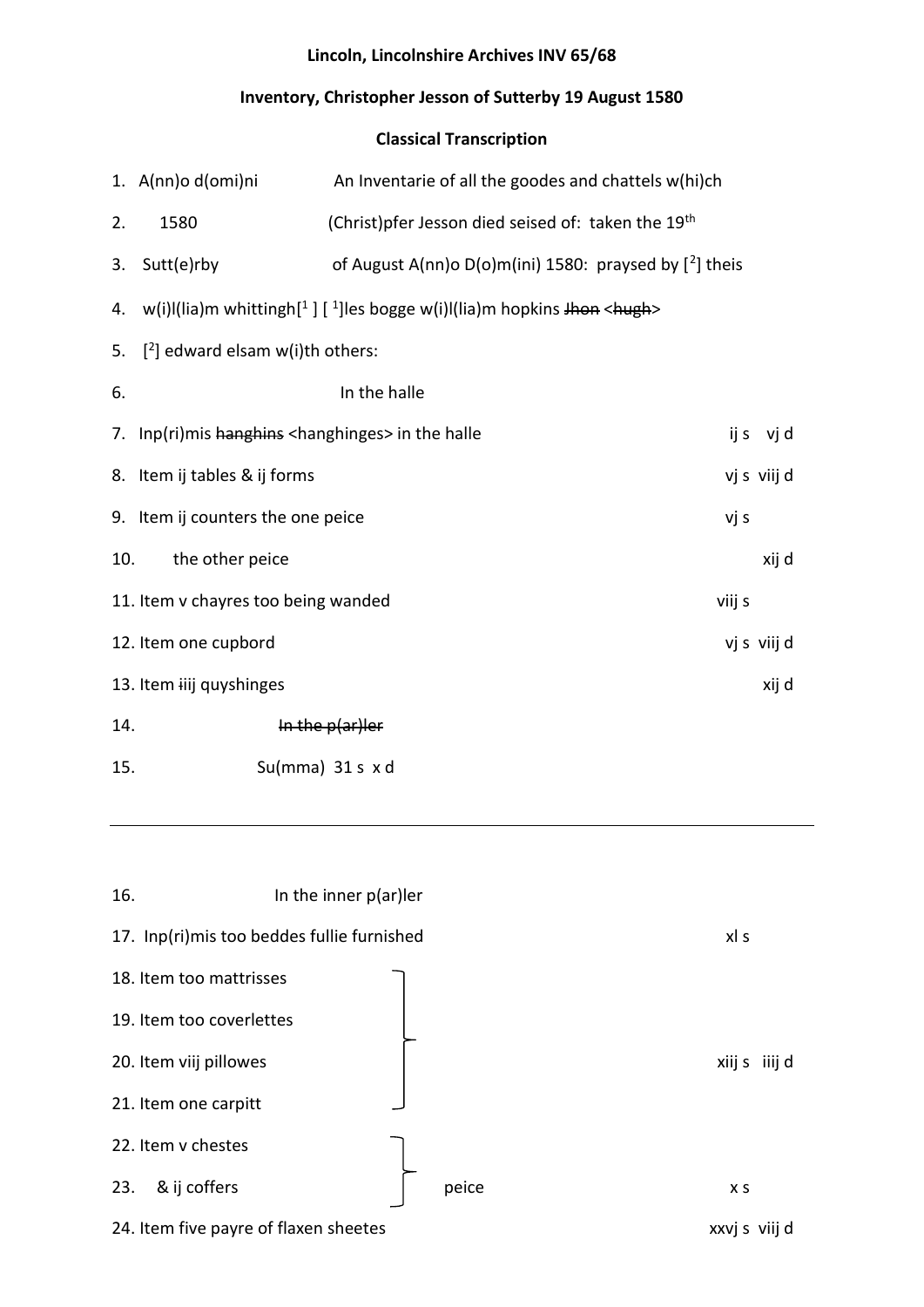**Lincoln, Lincolnshire Archives INV 65/68**

**Inventory, Christopher Jesson of Sutterby 19 August 1580**

**Classical Transcription**

1. A(nn)o d(omi)ni An Inventarie of all the goodes and chattels w(hi)ch
2. 1580 (Christ)pfer Jesson died seised of: taken the 19th
3. Sutt(e)rby of August A(nn)o D(o)m(ini) 1580: praysed by [2] theis
4. w(i)l(lia)m whittingh[1 ] [ 1]les bogge w(i)l(lia)m hopkins ~~Jhon~~ <~~hugh~~>
5. [2] edward elsam w(i)th others:

| | | |
|---|---|---|
| 6. | In the halle | |
| 7. | Inp(ri)mis ~~hanghins~~ <hanghinges> in the halle | ij s vj d |
| 8. | Item ij tables & ij forms | vj s viij d |
| 9. | Item ij counters the one peice | vj s |
| 10. | the other peice | xij d |
| 11. | Item v chayres too being wanded | viij s |
| 12. | Item one cupbord | vj s viij d |
| 13. | Item ~~i~~iij quyshinges | xij d |
| 14. | ~~In the p(ar)ler~~ | |
| 15. | Su(mma) 31 s x d | |

---

| | | |
|---|---|---|
| 16. | In the inner p(ar)ler | |
| 17. | Inp(ri)mis too beddes fullie furnished | xl s |
| 18. | Item too mattrisses } | |
| 19. | Item too coverlettes } | |
| 20. | Item viij pillowes } | xiij s iiij d |
| 21. | Item one carpitt } | |
| 22. | Item v chestes } | |
| 23. | & ij coffers } peice | x s |
| 24. | Item five payre of flaxen sheetes | xxvj s viij d |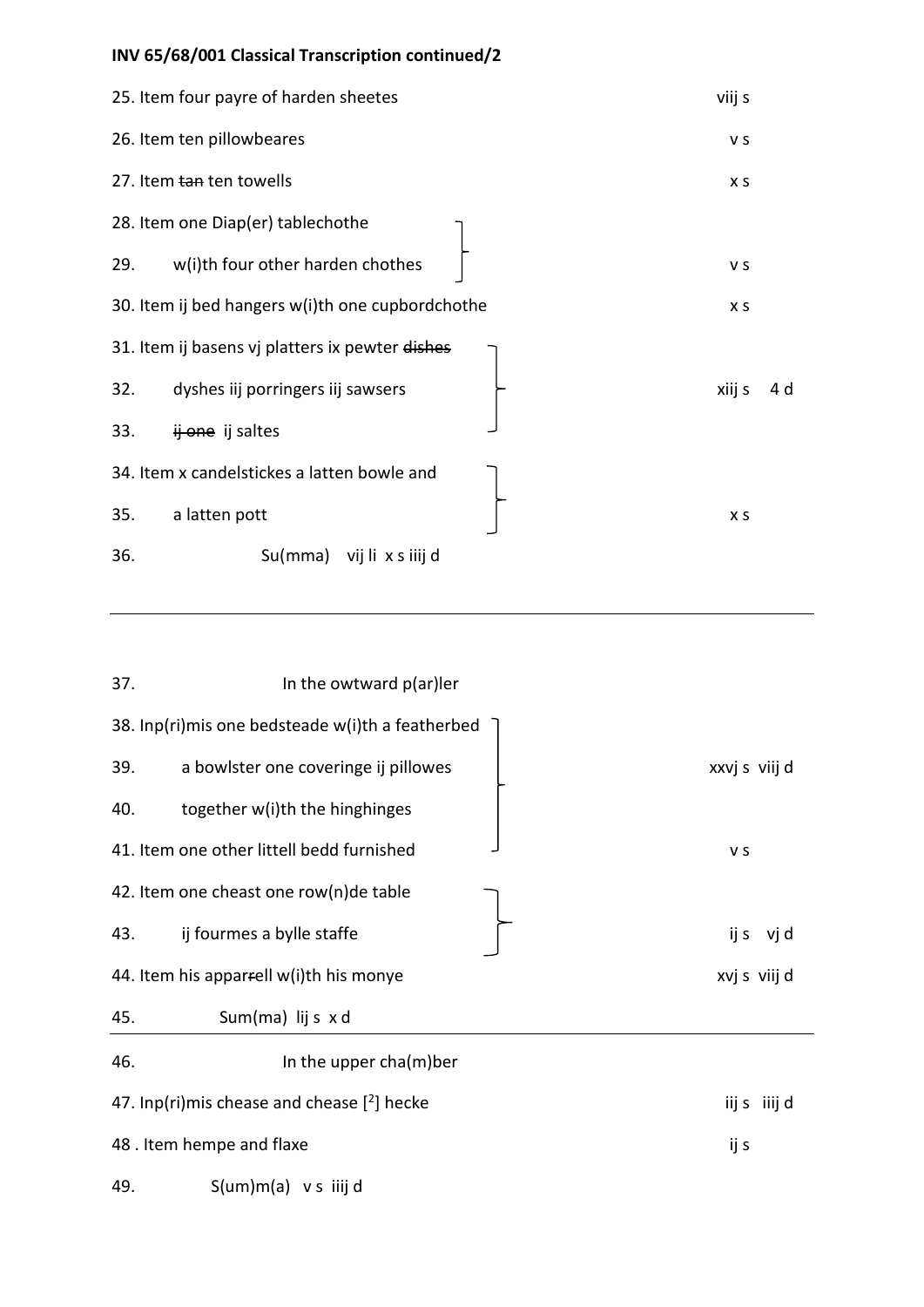**INV 65/68/001 Classical Transcription continued/2**

| | | |
|---|---|---|
| 25. Item four payre of harden sheetes | | viij s |
| 26. Item ten pillowbeares | | v s |
| 27. Item ~~tan~~ ten towells | | x s |
| 28. Item one Diap(er) tablechothe | } | |
| 29. w(i)th four other harden chothes | } | v s |
| 30. Item ij bed hangers w(i)th one cupbordchothe | | x s |
| 31. Item ij basens vj platters ix pewter ~~dishes~~ | } | |
| 32. dyshes iij porringers iij sawsers | } | xiij s 4 d |
| 33. ~~ij one~~ ij saltes | } | |
| 34. Item x candelstickes a latten bowle and | } | |
| 35. a latten pott | } | x s |
| 36. Su(mma) vij li x s iiij d | | |

---

| | | |
|---|---|---|
| 37. In the owtward p(ar)ler | | |
| 38. Inp(ri)mis one bedsteade w(i)th a featherbed | } | |
| 39. a bowlster one coveringe ij pillowes | } | xxvj s viij d |
| 40. together w(i)th the hinghinges | } | |
| 41. Item one other littell bedd furnished | | v s |
| 42. Item one cheast one row(n)de table | } | |
| 43. ij fourmes a bylle staffe | } | ij s vj d |
| 44. Item his appar~~r~~ell w(i)th his monye | | xvj s viij d |
| 45. Sum(ma) lij s x d | | |

---

| | |
|---|---|
| 46. In the upper cha(m)ber | |
| 47. Inp(ri)mis chease and chease [2] hecke | iij s iiij d |
| 48 . Item hempe and flaxe | ij s |
| 49. S(um)m(a) v s iiij d | |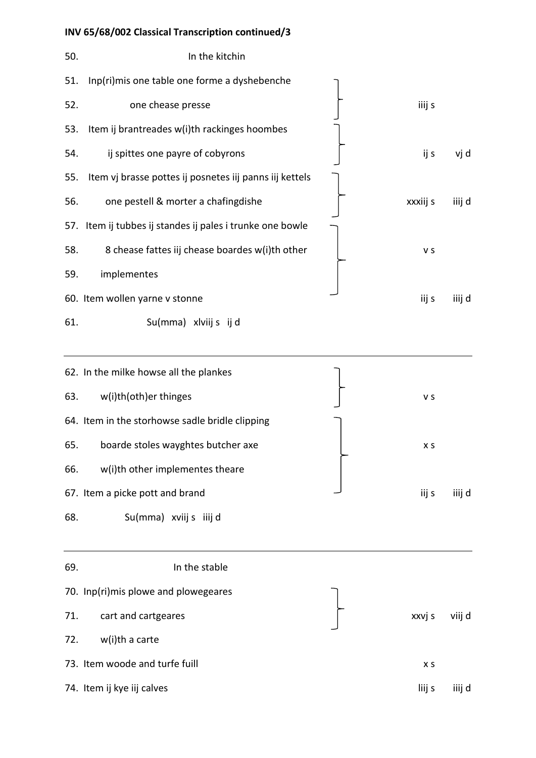**INV 65/68/002 Classical Transcription continued/3**

| Line | Text | s | d |
|---|---|---|---|
| 50. | In the kitchin | | |
| 51. | Inp(ri)mis one table one forme a dyshebenche | | |
| 52. | one chease presse | iiij s | |
| 53. | Item ij brantreades w(i)th rackinges hoombes | | |
| 54. | ij spittes one payre of cobyrons | ij s | vj d |
| 55. | Item vj brasse pottes ij posnetes iij panns iij kettels | | |
| 56. | one pestell & morter a chafingdishe | xxxiij s | iiij d |
| 57. | Item ij tubbes ij standes ij pales i trunke one bowle | | |
| 58. | 8 chease fattes iij chease boardes w(i)th other | v s | |
| 59. | implementes | | |
| 60. | Item wollen yarne v stonne | iij s | iiij d |
| 61. | Su(mma) xlviij s ij d | | |

---

| Line | Text | s | d |
|---|---|---|---|
| 62. | In the milke howse all the plankes | | |
| 63. | w(i)th(oth)er thinges | v s | |
| 64. | Item in the storhowse sadle bridle clipping | | |
| 65. | boarde stoles wayghtes butcher axe | x s | |
| 66. | w(i)th other implementes theare | | |
| 67. | Item a picke pott and brand | iij s | iiij d |
| 68. | Su(mma) xviij s iiij d | | |

---

| Line | Text | s | d |
|---|---|---|---|
| 69. | In the stable | | |
| 70. | Inp(ri)mis plowe and plowegeares | | |
| 71. | cart and cartgeares | xxvj s | viij d |
| 72. | w(i)th a carte | | |
| 73. | Item woode and turfe fuill | x s | |
| 74. | Item ij kye iij calves | liij s | iiij d |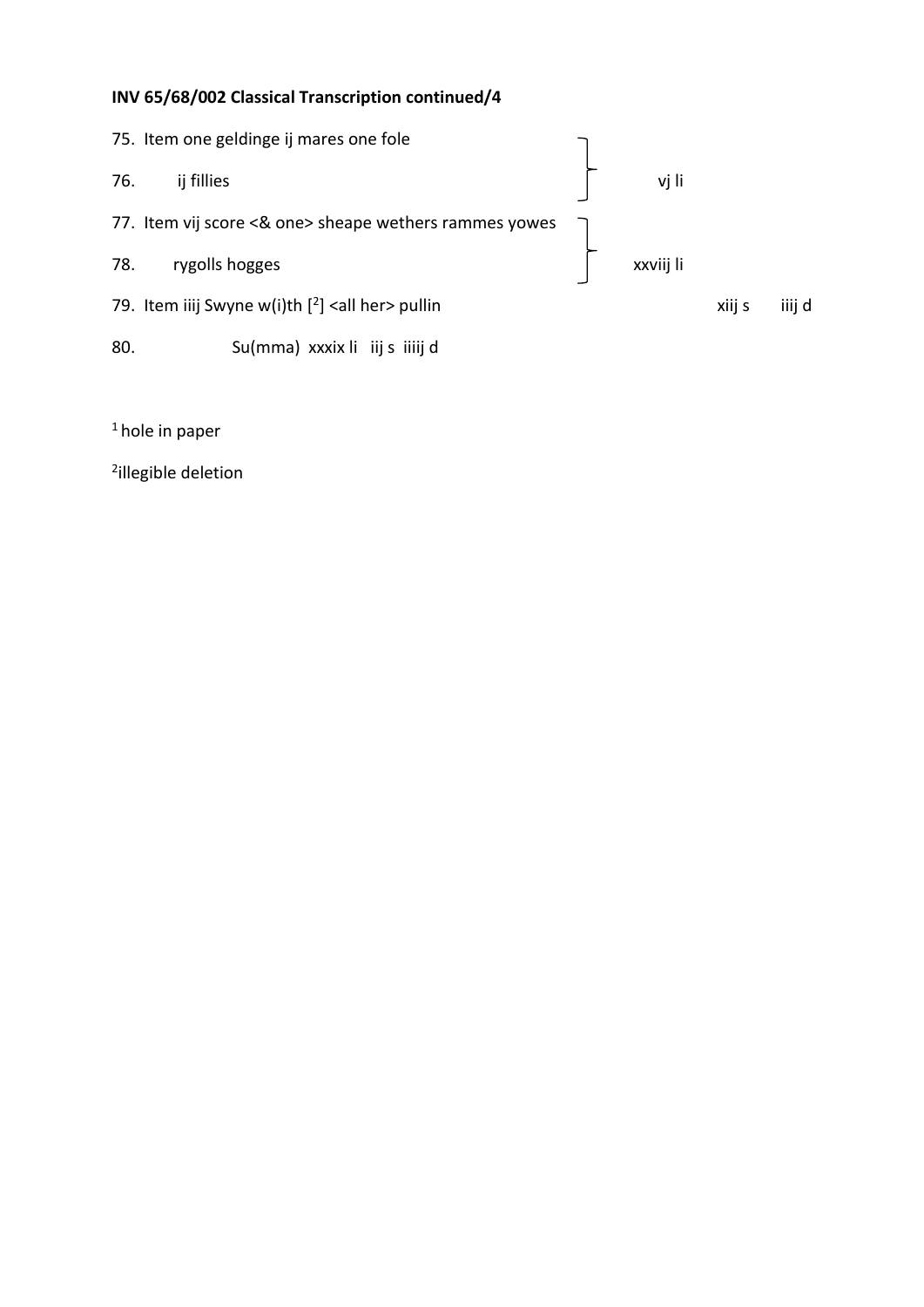**INV 65/68/002 Classical Transcription continued/4**

75. Item one geldinge ij mares one fole
76. ij fillies } vj li
77. Item vij score <& one> sheape wethers rammes yowes
78. rygolls hogges } xxviij li
79. Item iiij Swyne w(i)th [[2]] <all her> pullin xiij s iiij d
80. Su(mma) xxxix li iij s iiij d

[1] hole in paper

[2] illegible deletion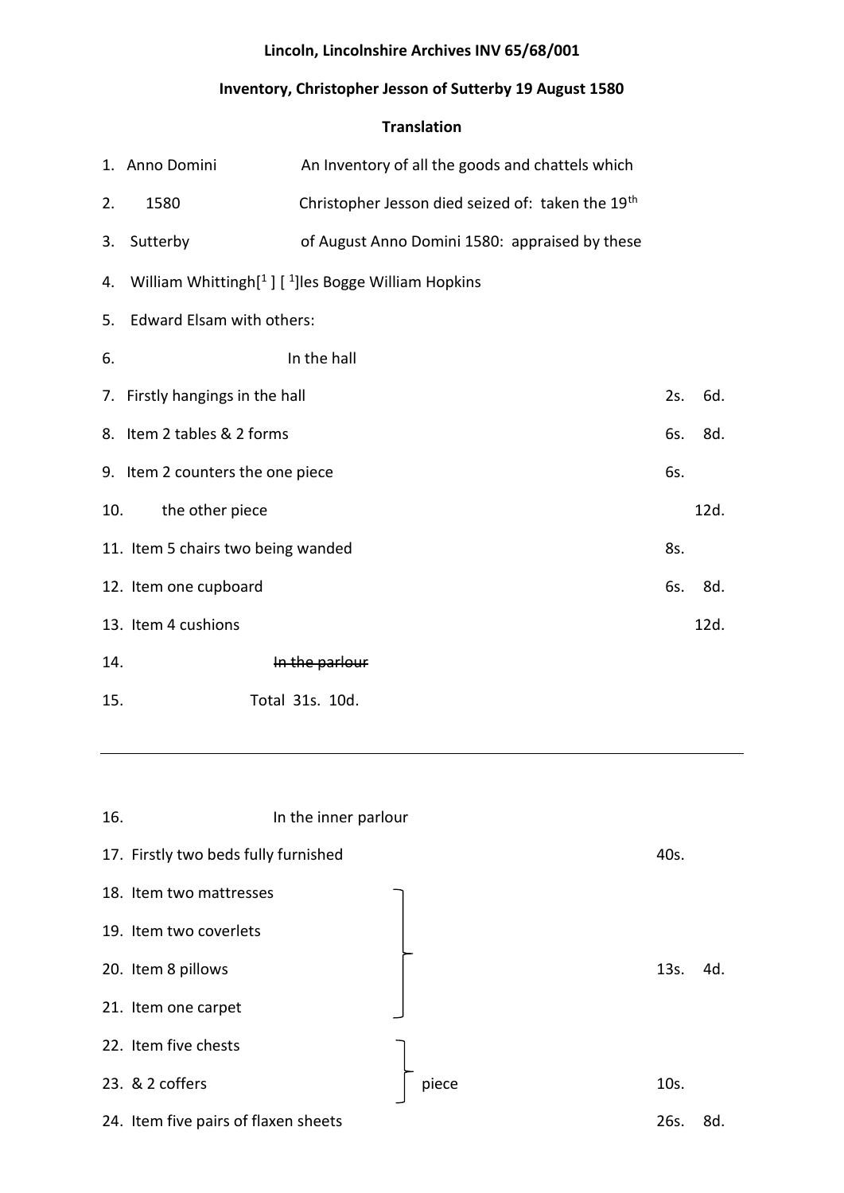**Lincoln, Lincolnshire Archives INV 65/68/001**

**Inventory, Christopher Jesson of Sutterby 19 August 1580**

**Translation**

| | | | |
|---|---|---|---|
| 1. Anno Domini | An Inventory of all the goods and chattels which | | |
| 2. 1580 | Christopher Jesson died seized of: taken the 19th | | |
| 3. Sutterby | of August Anno Domini 1580: appraised by these | | |
| 4. William Whittingh[1 ] [ 1]les Bogge William Hopkins | | | |
| 5. Edward Elsam with others: | | | |
| 6. | In the hall | | |
| 7. Firstly hangings in the hall | | 2s. | 6d. |
| 8. Item 2 tables & 2 forms | | 6s. | 8d. |
| 9. Item 2 counters the one piece | | 6s. | |
| 10. the other piece | | | 12d. |
| 11. Item 5 chairs two being wanded | | 8s. | |
| 12. Item one cupboard | | 6s. | 8d. |
| 13. Item 4 cushions | | | 12d. |
| 14. | ~~In the parlour~~ | | |
| 15. | Total 31s. 10d. | | |

---

| | | | |
|---|---|---|---|
| 16. | In the inner parlour | | |
| 17. Firstly two beds fully furnished | | 40s. | |
| 18. Item two mattresses | } | | |
| 19. Item two coverlets | } | | |
| 20. Item 8 pillows | } | 13s. | 4d. |
| 21. Item one carpet | } | | |
| 22. Item five chests | } | | |
| 23. & 2 coffers | } piece | 10s. | |
| 24. Item five pairs of flaxen sheets | | 26s. | 8d. |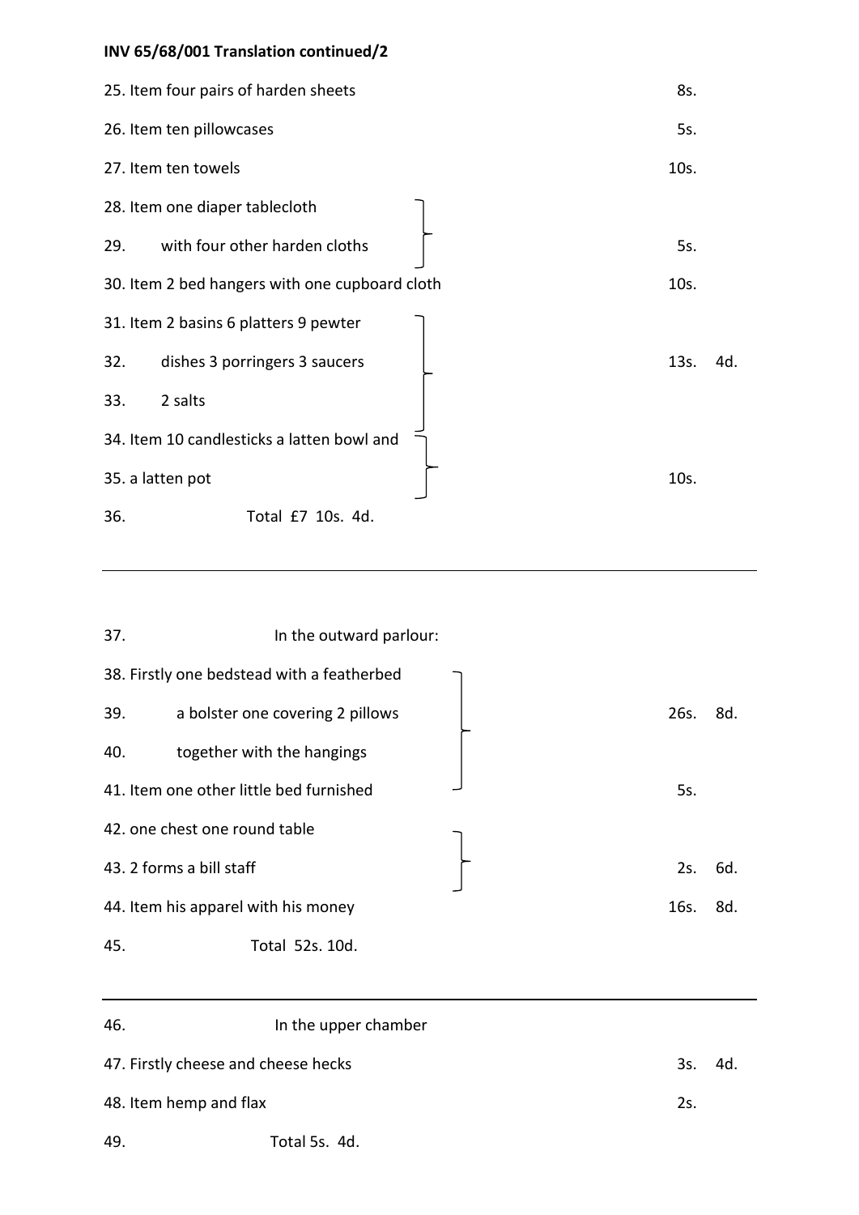**INV 65/68/001 Translation continued/2**

| | | |
|---|---|---|
| 25. Item four pairs of harden sheets | 8s. | |
| 26. Item ten pillowcases | 5s. | |
| 27. Item ten towels | 10s. | |
| 28. Item one diaper tablecloth | | |
| 29. with four other harden cloths | 5s. | |
| 30. Item 2 bed hangers with one cupboard cloth | 10s. | |
| 31. Item 2 basins 6 platters 9 pewter | | |
| 32. dishes 3 porringers 3 saucers | 13s. | 4d. |
| 33. 2 salts | | |
| 34. Item 10 candlesticks a latten bowl and | | |
| 35. a latten pot | 10s. | |
| 36. Total £7 10s. 4d. | | |

---

| | | |
|---|---|---|
| 37. In the outward parlour: | | |
| 38. Firstly one bedstead with a featherbed | | |
| 39. a bolster one covering 2 pillows | 26s. | 8d. |
| 40. together with the hangings | | |
| 41. Item one other little bed furnished | 5s. | |
| 42. one chest one round table | | |
| 43. 2 forms a bill staff | 2s. | 6d. |
| 44. Item his apparel with his money | 16s. | 8d. |
| 45. Total 52s. 10d. | | |

---

| | | |
|---|---|---|
| 46. In the upper chamber | | |
| 47. Firstly cheese and cheese hecks | 3s. | 4d. |
| 48. Item hemp and flax | 2s. | |
| 49. Total 5s. 4d. | | |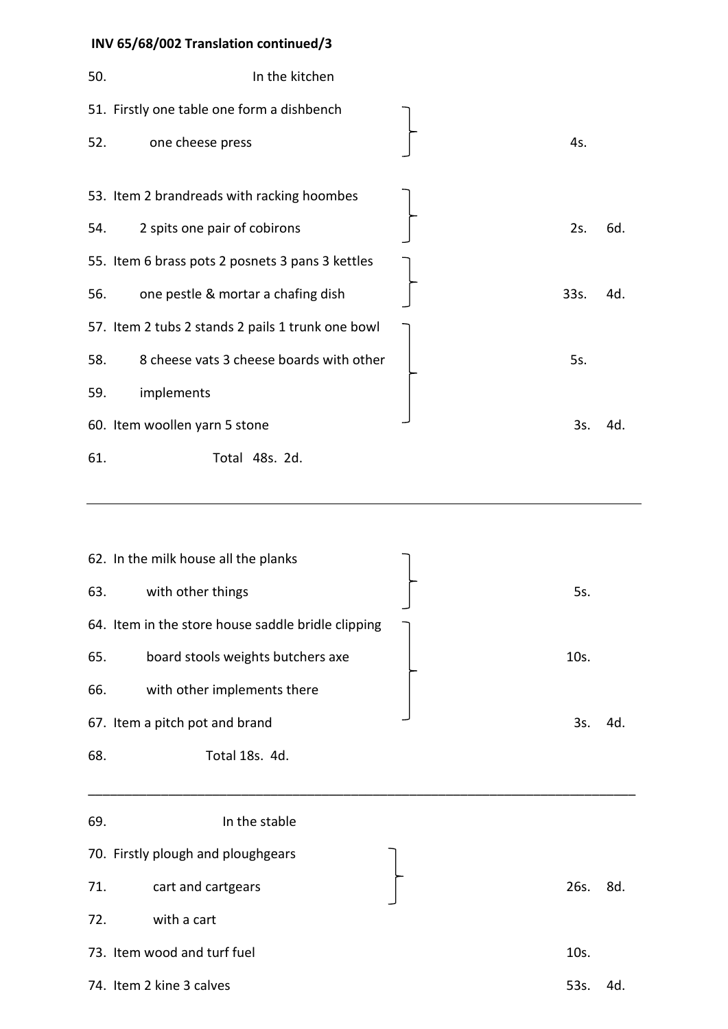**INV 65/68/002 Translation continued/3**

| Line | Item | s. | d. |
|---|---|---|---|
| 50. | In the kitchen | | |
| 51. | Firstly one table one form a dishbench | | |
| 52. | one cheese press | 4s. | |
| 53. | Item 2 brandreads with racking hoombes | | |
| 54. | 2 spits one pair of cobirons | 2s. | 6d. |
| 55. | Item 6 brass pots 2 posnets 3 pans 3 kettles | | |
| 56. | one pestle & mortar a chafing dish | 33s. | 4d. |
| 57. | Item 2 tubs 2 stands 2 pails 1 trunk one bowl | | |
| 58. | 8 cheese vats 3 cheese boards with other | 5s. | |
| 59. | implements | | |
| 60. | Item woollen yarn 5 stone | 3s. | 4d. |
| 61. | Total 48s. 2d. | | |

---

| Line | Item | s. | d. |
|---|---|---|---|
| 62. | In the milk house all the planks | | |
| 63. | with other things | 5s. | |
| 64. | Item in the store house saddle bridle clipping | | |
| 65. | board stools weights butchers axe | 10s. | |
| 66. | with other implements there | | |
| 67. | Item a pitch pot and brand | 3s. | 4d. |
| 68. | Total 18s. 4d. | | |

---

| Line | Item | s. | d. |
|---|---|---|---|
| 69. | In the stable | | |
| 70. | Firstly plough and ploughgears | | |
| 71. | cart and cartgears | 26s. | 8d. |
| 72. | with a cart | | |
| 73. | Item wood and turf fuel | 10s. | |
| 74. | Item 2 kine 3 calves | 53s. | 4d. |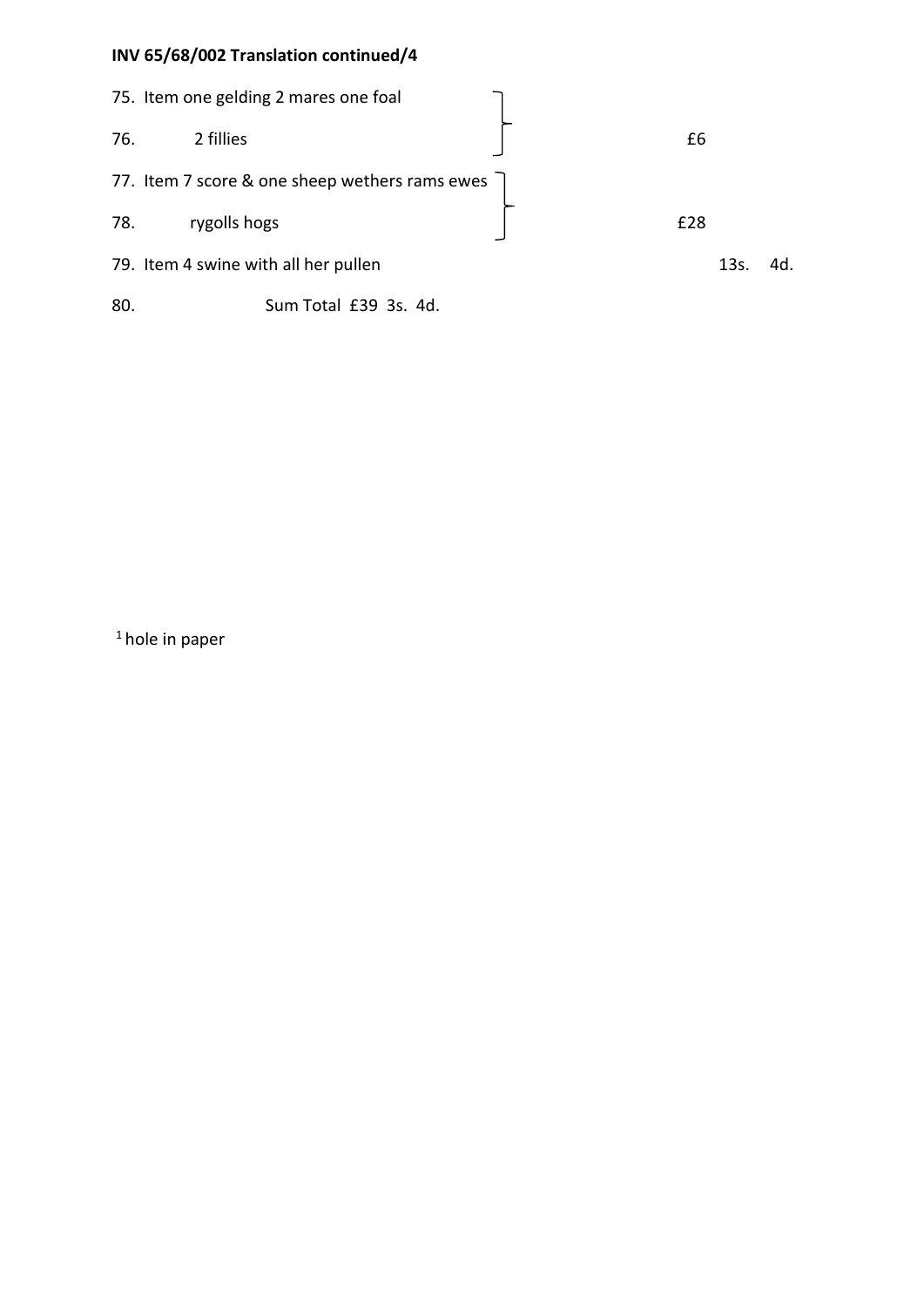**INV 65/68/002 Translation continued/4**

| | | | |
|---|---|---|---|
| 75. | Item one gelding 2 mares one foal | | |
| 76. | 2 fillies | £6 | |
| 77. | Item 7 score & one sheep wethers rams ewes | | |
| 78. | rygolls hogs | £28 | |
| 79. | Item 4 swine with all her pullen | | 13s. 4d. |
| 80. | Sum Total £39 3s. 4d. | | |

[1] hole in paper